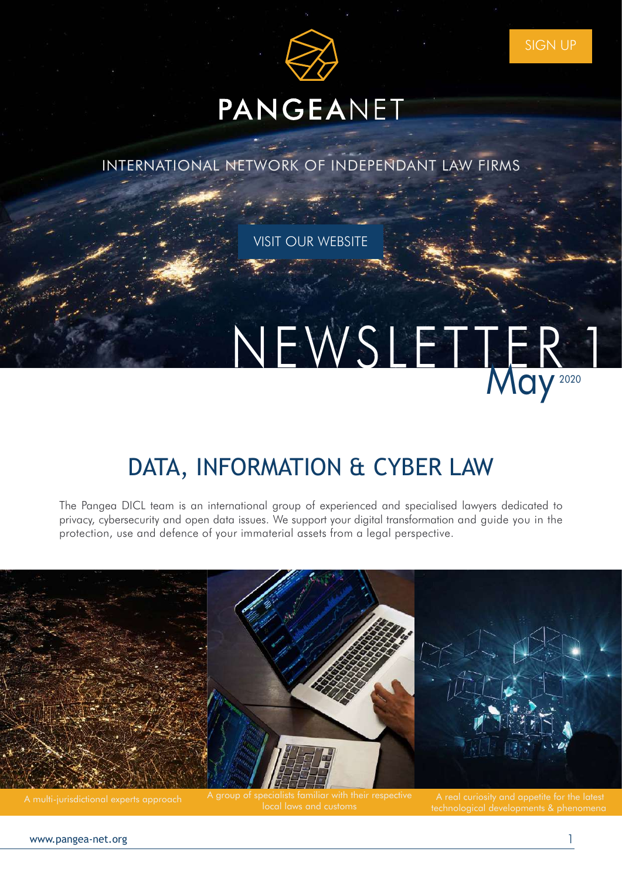SIGN UP

# PANGEANET

INTERNATIONAL NETWORK OF INDEPENDANT LAW FIRMS

VISIT OUR WEBSITE

# NEWSLETTER 1

May 2020

## DATA, INFORMATION & CYBER LAW

The Pangea DICL team is an international group of experienced and specialised lawyers dedicated to privacy, cybersecurity and open data issues. We support your digital transformation and guide you in the protection, use and defence of your immaterial assets from a legal perspective.

A multi-jurisdictional experts approach

A group of specialists familiar with their respective local laws and customs

A real curiosity and appetite for the latest technological developments & phenomena

www.pangea-net.org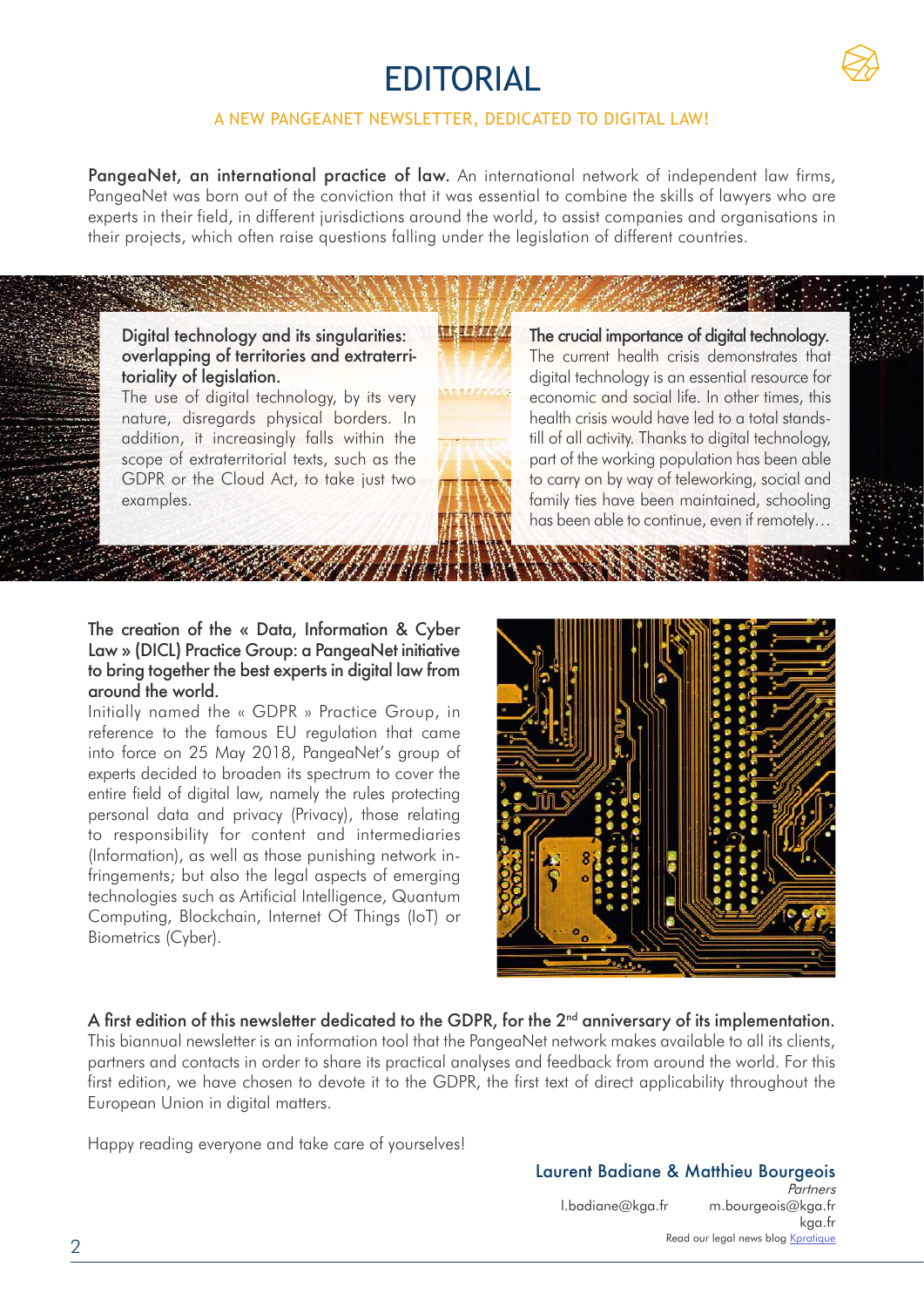# EDITORIAL

A NEW PANGEANET NEWSLETTER, DEDICATED TO DIGITAL LAW!

**PangeaNet, an international practice of law.** An international network of independent law firms, PangeaNet was born out of the conviction that it was essential to combine the skills of lawyers who are experts in their field, in different jurisdictions around the world, to assist companies and organisations in their projects, which often raise questions falling under the legislation of different countries.

**Digital technology and its singularities: overlapping of territories and extraterritoriality of legislation.**
The use of digital technology, by its very nature, disregards physical borders. In addition, it increasingly falls within the scope of extraterritorial texts, such as the GDPR or the Cloud Act, to take just two examples.

**The crucial importance of digital technology.**
The current health crisis demonstrates that digital technology is an essential resource for economic and social life. In other times, this health crisis would have led to a total standstill of all activity. Thanks to digital technology, part of the working population has been able to carry on by way of teleworking, social and family ties have been maintained, schooling has been able to continue, even if remotely…

**The creation of the « Data, Information & Cyber Law » (DICL) Practice Group: a PangeaNet initiative to bring together the best experts in digital law from around the world.**
Initially named the « GDPR » Practice Group, in reference to the famous EU regulation that came into force on 25 May 2018, PangeaNet's group of experts decided to broaden its spectrum to cover the entire field of digital law, namely the rules protecting personal data and privacy (Privacy), those relating to responsibility for content and intermediaries (Information), as well as those punishing network infringements; but also the legal aspects of emerging technologies such as Artificial Intelligence, Quantum Computing, Blockchain, Internet Of Things (IoT) or Biometrics (Cyber).

**A first edition of this newsletter dedicated to the GDPR, for the 2nd anniversary of its implementation.**
This biannual newsletter is an information tool that the PangeaNet network makes available to all its clients, partners and contacts in order to share its practical analyses and feedback from around the world. For this first edition, we have chosen to devote it to the GDPR, the first text of direct applicability throughout the European Union in digital matters.

Happy reading everyone and take care of yourselves!

**Laurent Badiane & Matthieu Bourgeois**
*Partners*
l.badiane@kga.fr m.bourgeois@kga.fr
kga.fr
Read our legal news blog Kpratique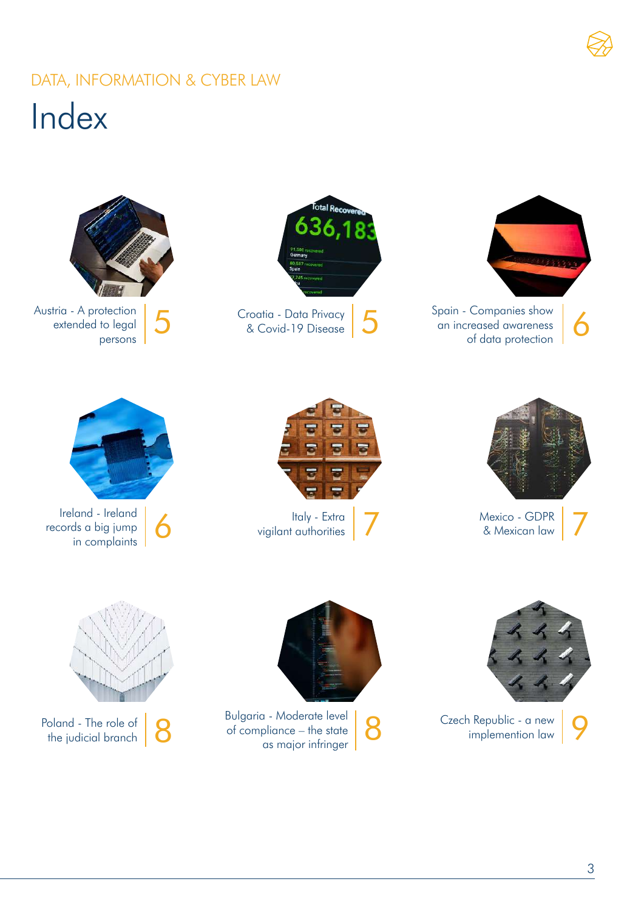DATA, INFORMATION & CYBER LAW

# Index

| Topic | Page |
|---|---|
| Austria - A protection extended to legal persons | 5 |
| Croatia - Data Privacy & Covid-19 Disease | 5 |
| Spain - Companies show an increased awareness of data protection | 6 |
| Ireland - Ireland records a big jump in complaints | 6 |
| Italy - Extra vigilant authorities | 7 |
| Mexico - GDPR & Mexican law | 7 |
| Poland - The role of the judicial branch | 8 |
| Bulgaria - Moderate level of compliance – the state as major infringer | 8 |
| Czech Republic - a new implemention law | 9 |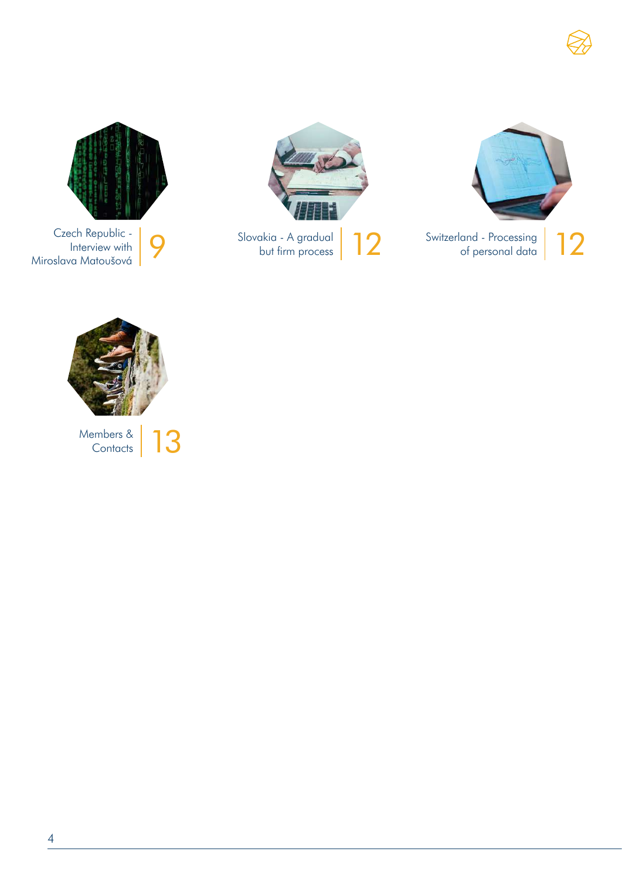Czech Republic - Interview with Miroslava Matoušová | 9

Slovakia - A gradual but firm process | 12

Switzerland - Processing of personal data | 12

Members & Contacts | 13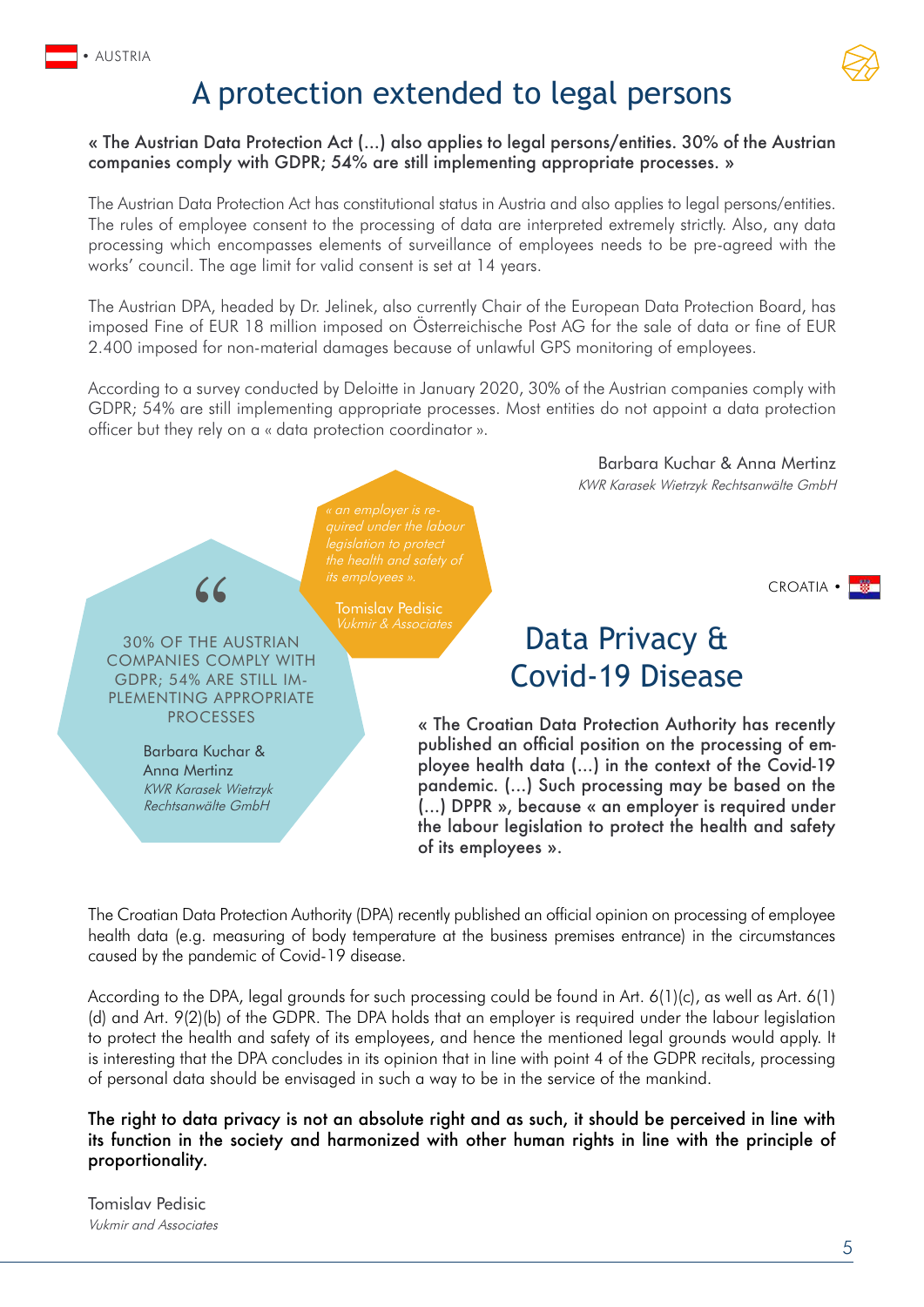AUSTRIA

# A protection extended to legal persons

**« The Austrian Data Protection Act (...) also applies to legal persons/entities. 30% of the Austrian companies comply with GDPR; 54% are still implementing appropriate processes. »**

The Austrian Data Protection Act has constitutional status in Austria and also applies to legal persons/entities. The rules of employee consent to the processing of data are interpreted extremely strictly. Also, any data processing which encompasses elements of surveillance of employees needs to be pre-agreed with the works' council. The age limit for valid consent is set at 14 years.

The Austrian DPA, headed by Dr. Jelinek, also currently Chair of the European Data Protection Board, has imposed Fine of EUR 18 million imposed on Österreichische Post AG for the sale of data or fine of EUR 2.400 imposed for non-material damages because of unlawful GPS monitoring of employees.

According to a survey conducted by Deloitte in January 2020, 30% of the Austrian companies comply with GDPR; 54% are still implementing appropriate processes. Most entities do not appoint a data protection officer but they rely on a « data protection coordinator ».

Barbara Kuchar & Anna Mertinz
*KWR Karasek Wietrzyk Rechtsanwälte GmbH*

> 30% OF THE AUSTRIAN COMPANIES COMPLY WITH GDPR; 54% ARE STILL IMPLEMENTING APPROPRIATE PROCESSES
>
> Barbara Kuchar & Anna Mertinz
> *KWR Karasek Wietrzyk Rechtsanwälte GmbH*

> *« an employer is required under the labour legislation to protect the health and safety of its employees ».*
>
> Tomislav Pedisic
> *Vukmir & Associates*

CROATIA

# Data Privacy & Covid-19 Disease

**« The Croatian Data Protection Authority has recently published an official position on the processing of employee health data (...) in the context of the Covid-19 pandemic. (...) Such processing may be based on the (...) DPPR », because « an employer is required under the labour legislation to protect the health and safety of its employees ».**

The Croatian Data Protection Authority (DPA) recently published an official opinion on processing of employee health data (e.g. measuring of body temperature at the business premises entrance) in the circumstances caused by the pandemic of Covid-19 disease.

According to the DPA, legal grounds for such processing could be found in Art. 6(1)(c), as well as Art. 6(1)(d) and Art. 9(2)(b) of the GDPR. The DPA holds that an employer is required under the labour legislation to protect the health and safety of its employees, and hence the mentioned legal grounds would apply. It is interesting that the DPA concludes in its opinion that in line with point 4 of the GDPR recitals, processing of personal data should be envisaged in such a way to be in the service of the mankind.

**The right to data privacy is not an absolute right and as such, it should be perceived in line with its function in the society and harmonized with other human rights in line with the principle of proportionality.**

Tomislav Pedisic
*Vukmir and Associates*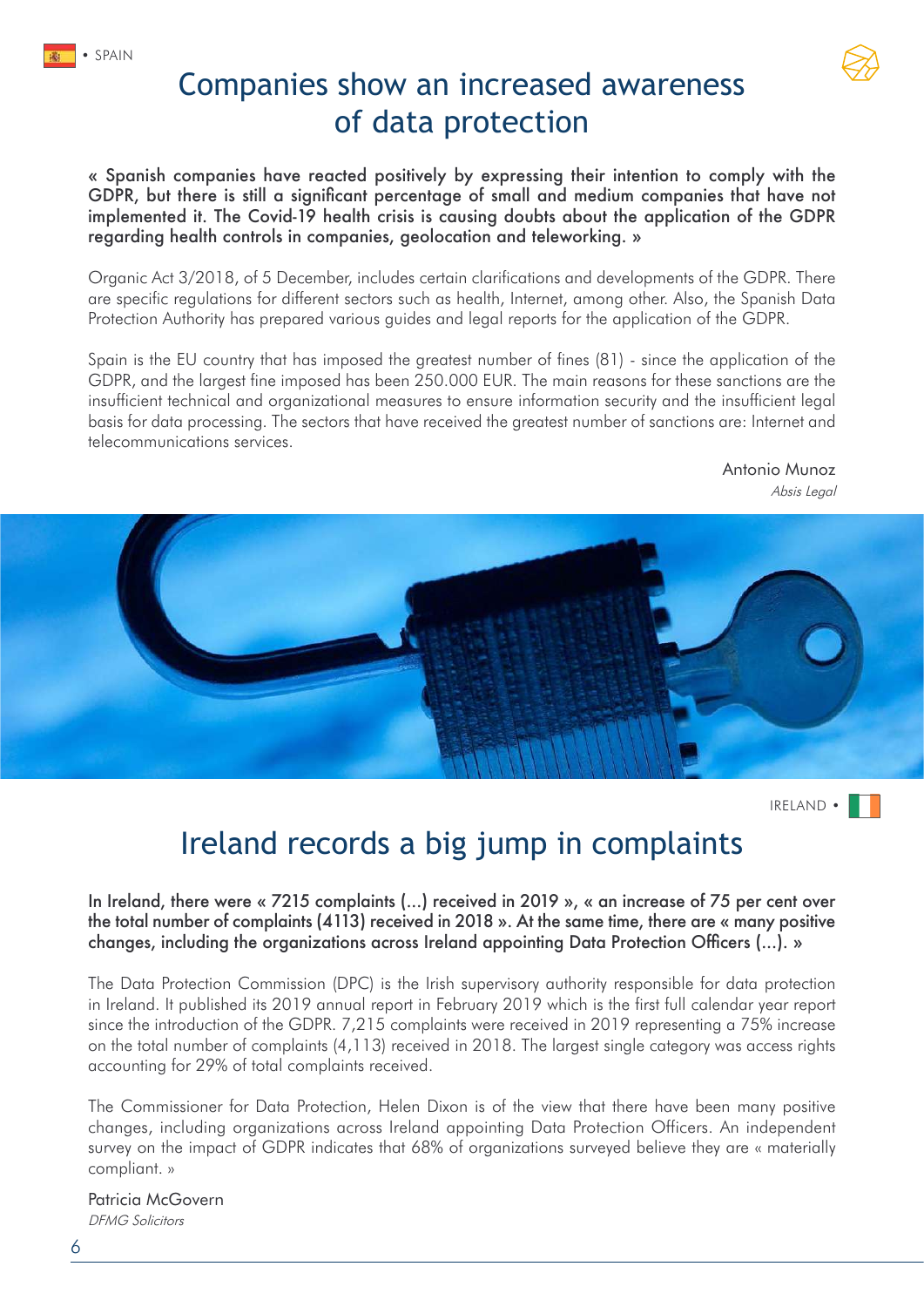• SPAIN

# Companies show an increased awareness of data protection

**« Spanish companies have reacted positively by expressing their intention to comply with the GDPR, but there is still a significant percentage of small and medium companies that have not implemented it. The Covid-19 health crisis is causing doubts about the application of the GDPR regarding health controls in companies, geolocation and teleworking. »**

Organic Act 3/2018, of 5 December, includes certain clarifications and developments of the GDPR. There are specific regulations for different sectors such as health, Internet, among other. Also, the Spanish Data Protection Authority has prepared various guides and legal reports for the application of the GDPR.

Spain is the EU country that has imposed the greatest number of fines (81) - since the application of the GDPR, and the largest fine imposed has been 250.000 EUR. The main reasons for these sanctions are the insufficient technical and organizational measures to ensure information security and the insufficient legal basis for data processing. The sectors that have received the greatest number of sanctions are: Internet and telecommunications services.

Antonio Munoz
*Absis Legal*

IRELAND •

# Ireland records a big jump in complaints

**In Ireland, there were « 7215 complaints (...) received in 2019 », « an increase of 75 per cent over the total number of complaints (4113) received in 2018 ». At the same time, there are « many positive changes, including the organizations across Ireland appointing Data Protection Officers (...). »**

The Data Protection Commission (DPC) is the Irish supervisory authority responsible for data protection in Ireland. It published its 2019 annual report in February 2019 which is the first full calendar year report since the introduction of the GDPR. 7,215 complaints were received in 2019 representing a 75% increase on the total number of complaints (4,113) received in 2018. The largest single category was access rights accounting for 29% of total complaints received.

The Commissioner for Data Protection, Helen Dixon is of the view that there have been many positive changes, including organizations across Ireland appointing Data Protection Officers. An independent survey on the impact of GDPR indicates that 68% of organizations surveyed believe they are « materially compliant. »

Patricia McGovern
*DFMG Solicitors*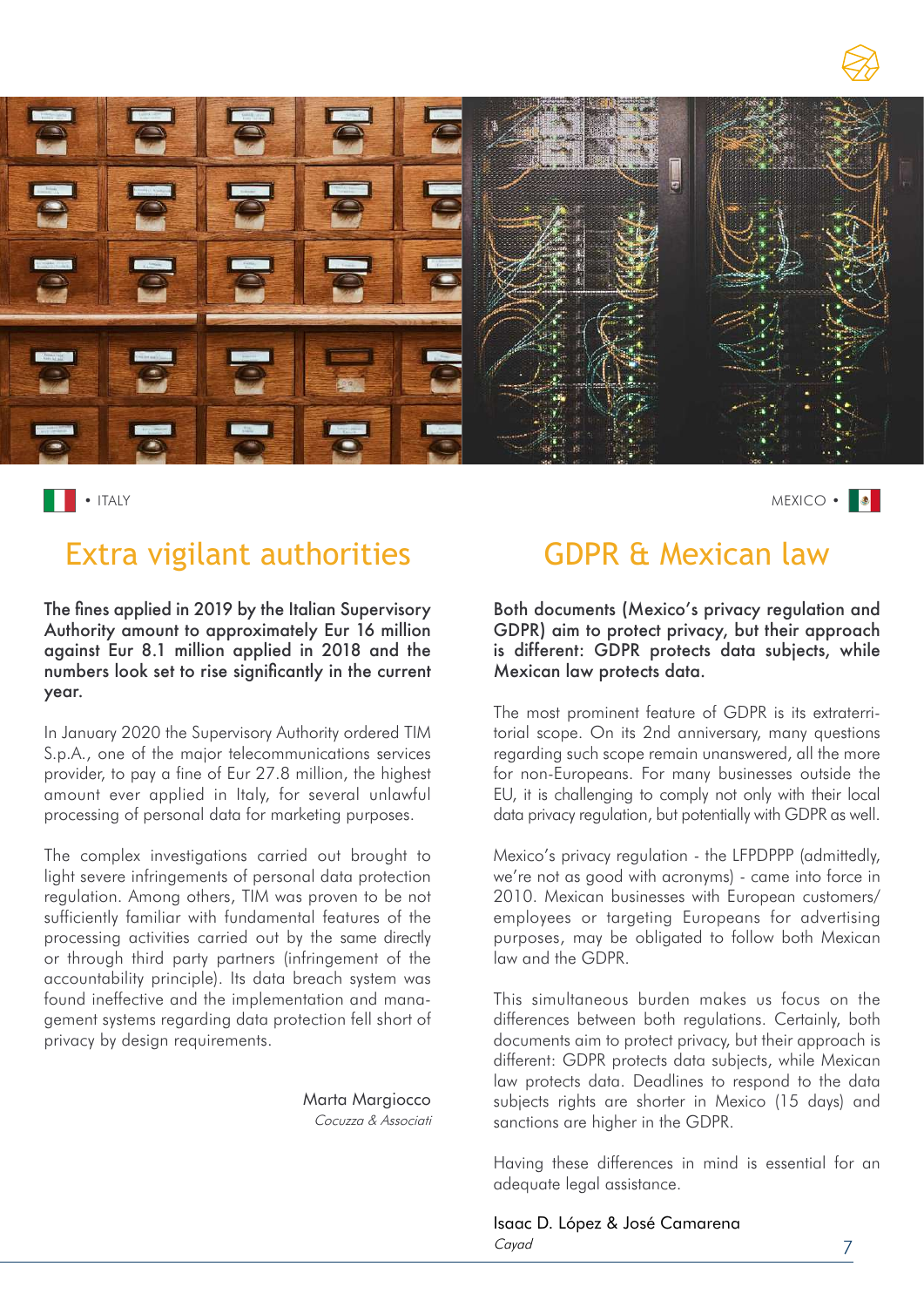• ITALY

## Extra vigilant authorities

**The fines applied in 2019 by the Italian Supervisory Authority amount to approximately Eur 16 million against Eur 8.1 million applied in 2018 and the numbers look set to rise significantly in the current year.**

In January 2020 the Supervisory Authority ordered TIM S.p.A., one of the major telecommunications services provider, to pay a fine of Eur 27.8 million, the highest amount ever applied in Italy, for several unlawful processing of personal data for marketing purposes.

The complex investigations carried out brought to light severe infringements of personal data protection regulation. Among others, TIM was proven to be not sufficiently familiar with fundamental features of the processing activities carried out by the same directly or through third party partners (infringement of the accountability principle). Its data breach system was found ineffective and the implementation and management systems regarding data protection fell short of privacy by design requirements.

Marta Margiocco
*Cocuzza & Associati*

MEXICO •

## GDPR & Mexican law

**Both documents (Mexico's privacy regulation and GDPR) aim to protect privacy, but their approach is different: GDPR protects data subjects, while Mexican law protects data.**

The most prominent feature of GDPR is its extraterritorial scope. On its 2nd anniversary, many questions regarding such scope remain unanswered, all the more for non-Europeans. For many businesses outside the EU, it is challenging to comply not only with their local data privacy regulation, but potentially with GDPR as well.

Mexico's privacy regulation - the LFPDPPP (admittedly, we're not as good with acronyms) - came into force in 2010. Mexican businesses with European customers/employees or targeting Europeans for advertising purposes, may be obligated to follow both Mexican law and the GDPR.

This simultaneous burden makes us focus on the differences between both regulations. Certainly, both documents aim to protect privacy, but their approach is different: GDPR protects data subjects, while Mexican law protects data. Deadlines to respond to the data subjects rights are shorter in Mexico (15 days) and sanctions are higher in the GDPR.

Having these differences in mind is essential for an adequate legal assistance.

Isaac D. López & José Camarena
*Cayad*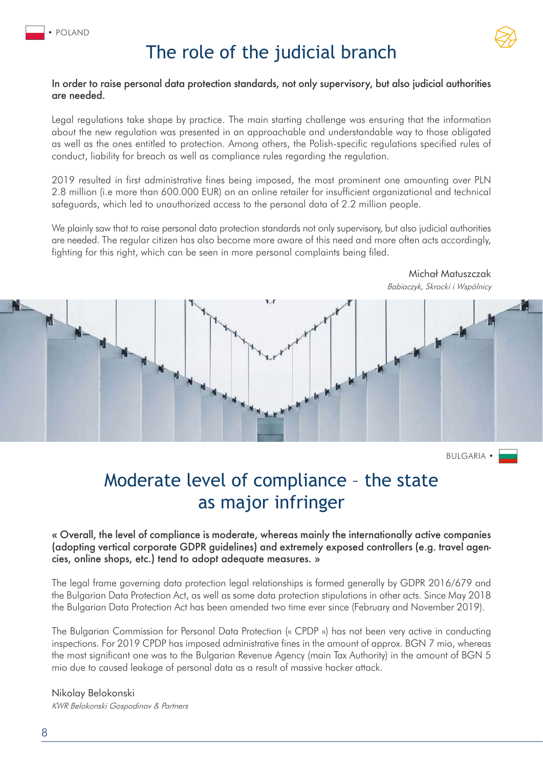• POLAND

# The role of the judicial branch

**In order to raise personal data protection standards, not only supervisory, but also judicial authorities are needed.**

Legal regulations take shape by practice. The main starting challenge was ensuring that the information about the new regulation was presented in an approachable and understandable way to those obligated as well as the ones entitled to protection. Among others, the Polish-specific regulations specified rules of conduct, liability for breach as well as compliance rules regarding the regulation.

2019 resulted in first administrative fines being imposed, the most prominent one amounting over PLN 2.8 million (i.e more than 600.000 EUR) on an online retailer for insufficient organizational and technical safeguards, which led to unauthorized access to the personal data of 2.2 million people.

We plainly saw that to raise personal data protection standards not only supervisory, but also judicial authorities are needed. The regular citizen has also become more aware of this need and more often acts accordingly, fighting for this right, which can be seen in more personal complaints being filed.

Michał Matuszczak
*Babiaczyk, Skrocki i Wspólnicy*

BULGARIA •

# Moderate level of compliance – the state as major infringer

**« Overall, the level of compliance is moderate, whereas mainly the internationally active companies (adopting vertical corporate GDPR guidelines) and extremely exposed controllers (e.g. travel agencies, online shops, etc.) tend to adopt adequate measures. »**

The legal frame governing data protection legal relationships is formed generally by GDPR 2016/679 and the Bulgarian Data Protection Act, as well as some data protection stipulations in other acts. Since May 2018 the Bulgarian Data Protection Act has been amended two time ever since (February and November 2019).

The Bulgarian Commission for Personal Data Protection (« CPDP ») has not been very active in conducting inspections. For 2019 CPDP has imposed administrative fines in the amount of approx. BGN 7 mio, whereas the most significant one was to the Bulgarian Revenue Agency (main Tax Authority) in the amount of BGN 5 mio due to caused leakage of personal data as a result of massive hacker attack.

Nikolay Belokonski
*KWR Belokonski Gospodinov & Partners*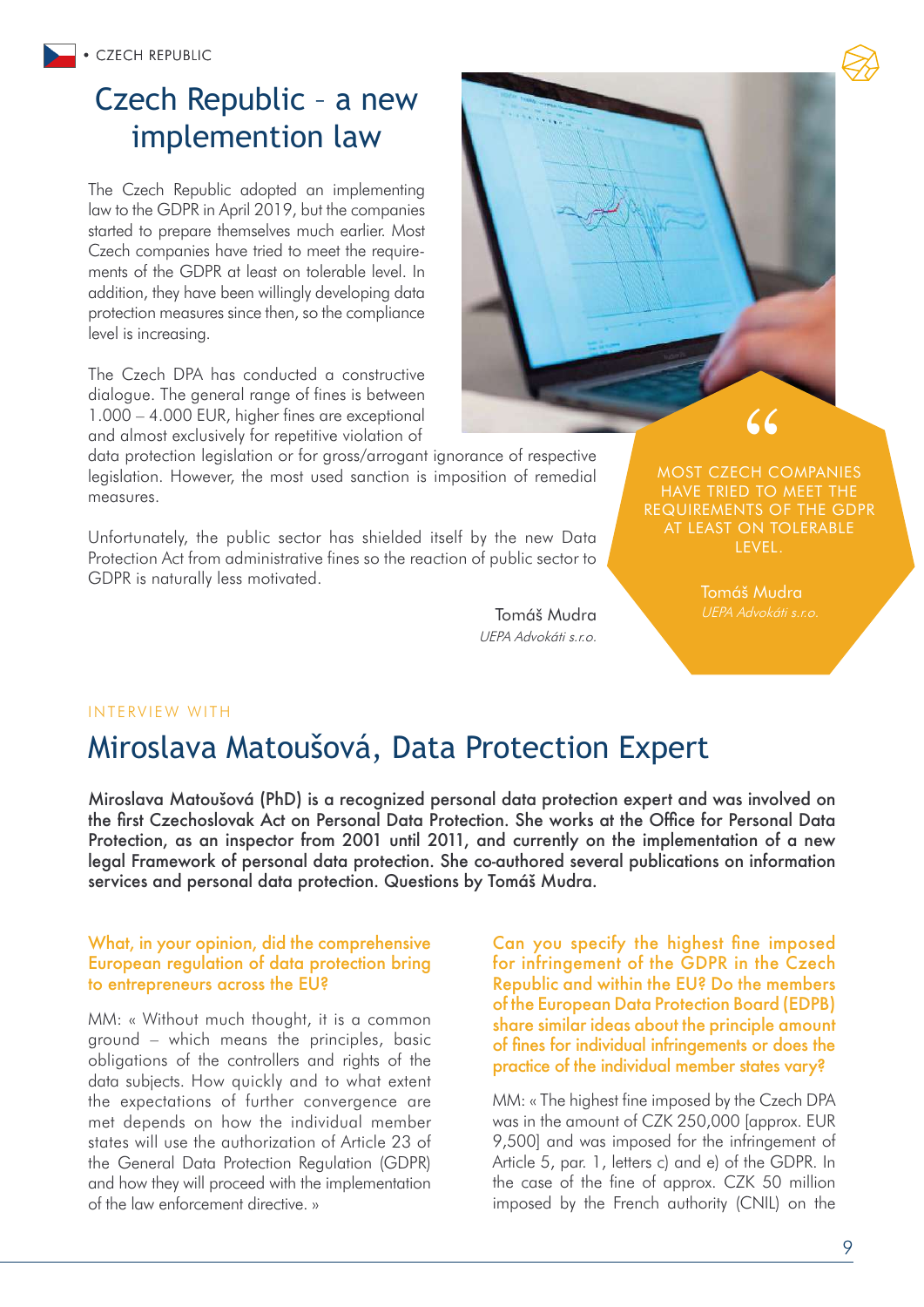• CZECH REPUBLIC

# Czech Republic – a new implemention law

The Czech Republic adopted an implementing law to the GDPR in April 2019, but the companies started to prepare themselves much earlier. Most Czech companies have tried to meet the requirements of the GDPR at least on tolerable level. In addition, they have been willingly developing data protection measures since then, so the compliance level is increasing.

The Czech DPA has conducted a constructive dialogue. The general range of fines is between 1.000 – 4.000 EUR, higher fines are exceptional and almost exclusively for repetitive violation of data protection legislation or for gross/arrogant ignorance of respective legislation. However, the most used sanction is imposition of remedial measures.

Unfortunately, the public sector has shielded itself by the new Data Protection Act from administrative fines so the reaction of public sector to GDPR is naturally less motivated.

Tomáš Mudra
*UEPA Advokáti s.r.o.*

> “ MOST CZECH COMPANIES HAVE TRIED TO MEET THE REQUIREMENTS OF THE GDPR AT LEAST ON TOLERABLE LEVEL.
>
> Tomáš Mudra
> *UEPA Advokáti s.r.o.*

INTERVIEW WITH

## Miroslava Matoušová, Data Protection Expert

**Miroslava Matoušová (PhD) is a recognized personal data protection expert and was involved on the first Czechoslovak Act on Personal Data Protection. She works at the Office for Personal Data Protection, as an inspector from 2001 until 2011, and currently on the implementation of a new legal Framework of personal data protection. She co-authored several publications on information services and personal data protection. Questions by Tomáš Mudra.**

**What, in your opinion, did the comprehensive European regulation of data protection bring to entrepreneurs across the EU?**

MM: « Without much thought, it is a common ground – which means the principles, basic obligations of the controllers and rights of the data subjects. How quickly and to what extent the expectations of further convergence are met depends on how the individual member states will use the authorization of Article 23 of the General Data Protection Regulation (GDPR) and how they will proceed with the implementation of the law enforcement directive. »

**Can you specify the highest fine imposed for infringement of the GDPR in the Czech Republic and within the EU? Do the members of the European Data Protection Board (EDPB) share similar ideas about the principle amount of fines for individual infringements or does the practice of the individual member states vary?**

MM: « The highest fine imposed by the Czech DPA was in the amount of CZK 250,000 [approx. EUR 9,500] and was imposed for the infringement of Article 5, par. 1, letters c) and e) of the GDPR. In the case of the fine of approx. CZK 50 million imposed by the French authority (CNIL) on the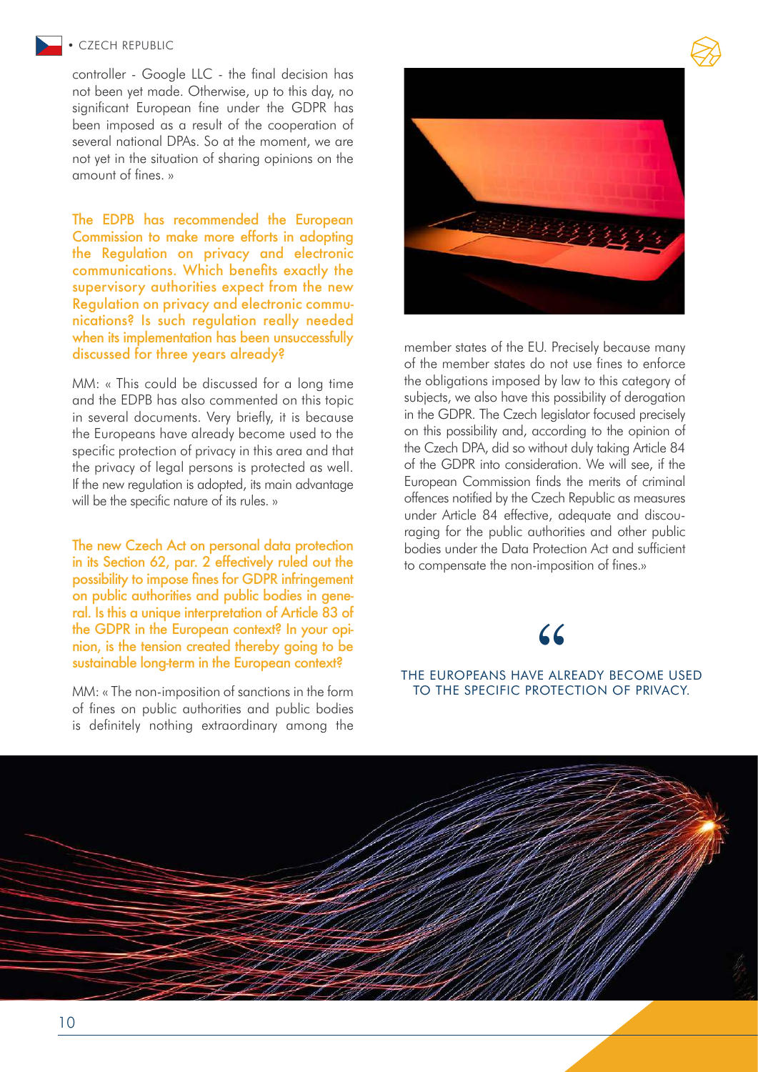controller - Google LLC - the final decision has not been yet made. Otherwise, up to this day, no significant European fine under the GDPR has been imposed as a result of the cooperation of several national DPAs. So at the moment, we are not yet in the situation of sharing opinions on the amount of fines. »

**The EDPB has recommended the European Commission to make more efforts in adopting the Regulation on privacy and electronic communications. Which benefits exactly the supervisory authorities expect from the new Regulation on privacy and electronic communications? Is such regulation really needed when its implementation has been unsuccessfully discussed for three years already?**

MM: « This could be discussed for a long time and the EDPB has also commented on this topic in several documents. Very briefly, it is because the Europeans have already become used to the specific protection of privacy in this area and that the privacy of legal persons is protected as well. If the new regulation is adopted, its main advantage will be the specific nature of its rules. »

**The new Czech Act on personal data protection in its Section 62, par. 2 effectively ruled out the possibility to impose fines for GDPR infringement on public authorities and public bodies in general. Is this a unique interpretation of Article 83 of the GDPR in the European context? In your opinion, is the tension created thereby going to be sustainable long-term in the European context?**

MM: « The non-imposition of sanctions in the form of fines on public authorities and public bodies is definitely nothing extraordinary among the member states of the EU. Precisely because many of the member states do not use fines to enforce the obligations imposed by law to this category of subjects, we also have this possibility of derogation in the GDPR. The Czech legislator focused precisely on this possibility and, according to the opinion of the Czech DPA, did so without duly taking Article 84 of the GDPR into consideration. We will see, if the European Commission finds the merits of criminal offences notified by the Czech Republic as measures under Article 84 effective, adequate and discouraging for the public authorities and other public bodies under the Data Protection Act and sufficient to compensate the non-imposition of fines.»

> “
>
> THE EUROPEANS HAVE ALREADY BECOME USED TO THE SPECIFIC PROTECTION OF PRIVACY.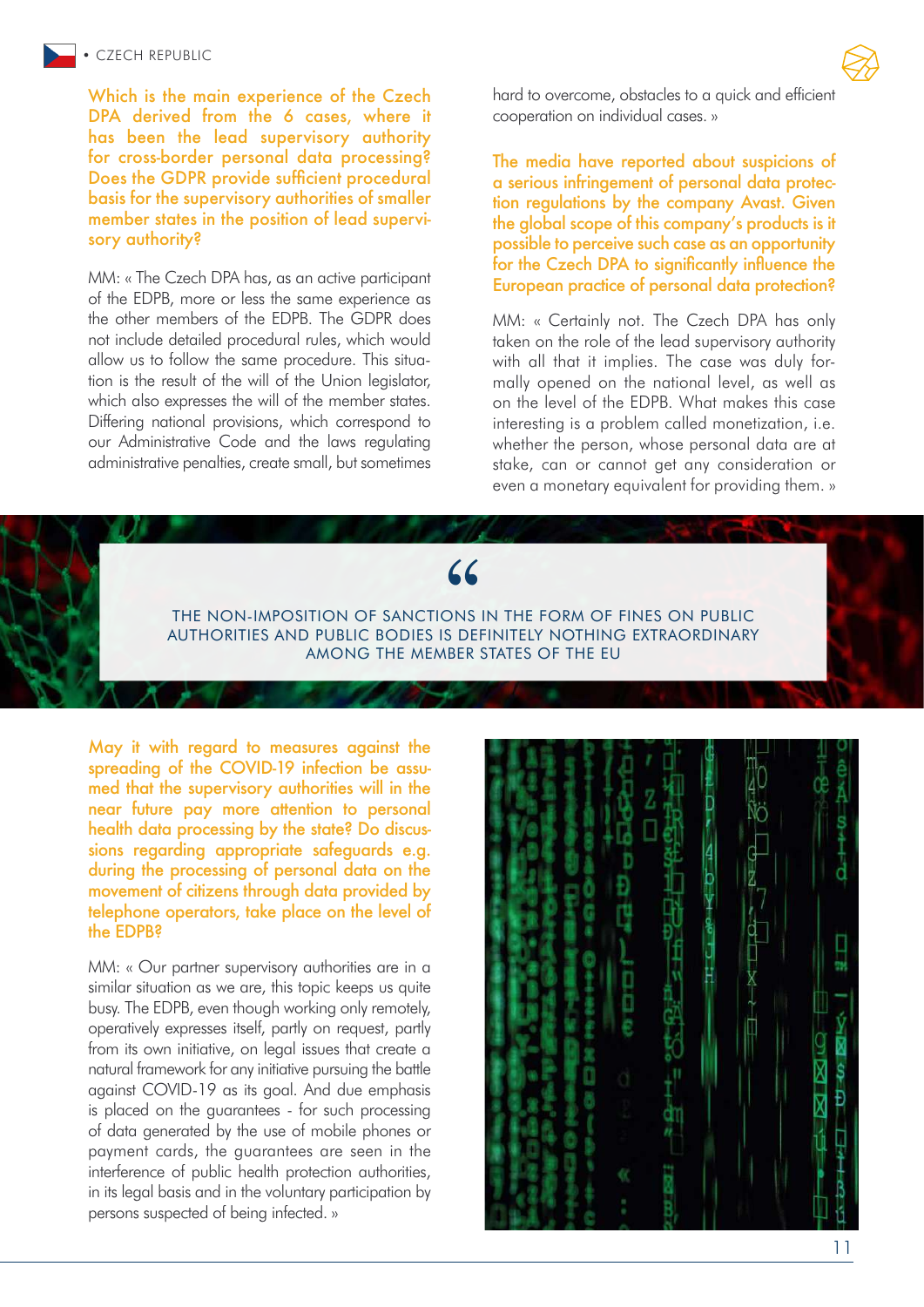**Which is the main experience of the Czech DPA derived from the 6 cases, where it has been the lead supervisory authority for cross-border personal data processing? Does the GDPR provide sufficient procedural basis for the supervisory authorities of smaller member states in the position of lead supervisory authority?**

MM: « The Czech DPA has, as an active participant of the EDPB, more or less the same experience as the other members of the EDPB. The GDPR does not include detailed procedural rules, which would allow us to follow the same procedure. This situation is the result of the will of the Union legislator, which also expresses the will of the member states. Differing national provisions, which correspond to our Administrative Code and the laws regulating administrative penalties, create small, but sometimes hard to overcome, obstacles to a quick and efficient cooperation on individual cases. »

**The media have reported about suspicions of a serious infringement of personal data protection regulations by the company Avast. Given the global scope of this company's products is it possible to perceive such case as an opportunity for the Czech DPA to significantly influence the European practice of personal data protection?**

MM: « Certainly not. The Czech DPA has only taken on the role of the lead supervisory authority with all that it implies. The case was duly formally opened on the national level, as well as on the level of the EDPB. What makes this case interesting is a problem called monetization, i.e. whether the person, whose personal data are at stake, can or cannot get any consideration or even a monetary equivalent for providing them. »

> THE NON-IMPOSITION OF SANCTIONS IN THE FORM OF FINES ON PUBLIC AUTHORITIES AND PUBLIC BODIES IS DEFINITELY NOTHING EXTRAORDINARY AMONG THE MEMBER STATES OF THE EU

**May it with regard to measures against the spreading of the COVID-19 infection be assumed that the supervisory authorities will in the near future pay more attention to personal health data processing by the state? Do discussions regarding appropriate safeguards e.g. during the processing of personal data on the movement of citizens through data provided by telephone operators, take place on the level of the EDPB?**

MM: « Our partner supervisory authorities are in a similar situation as we are, this topic keeps us quite busy. The EDPB, even though working only remotely, operatively expresses itself, partly on request, partly from its own initiative, on legal issues that create a natural framework for any initiative pursuing the battle against COVID-19 as its goal. And due emphasis is placed on the guarantees - for such processing of data generated by the use of mobile phones or payment cards, the guarantees are seen in the interference of public health protection authorities, in its legal basis and in the voluntary participation by persons suspected of being infected. »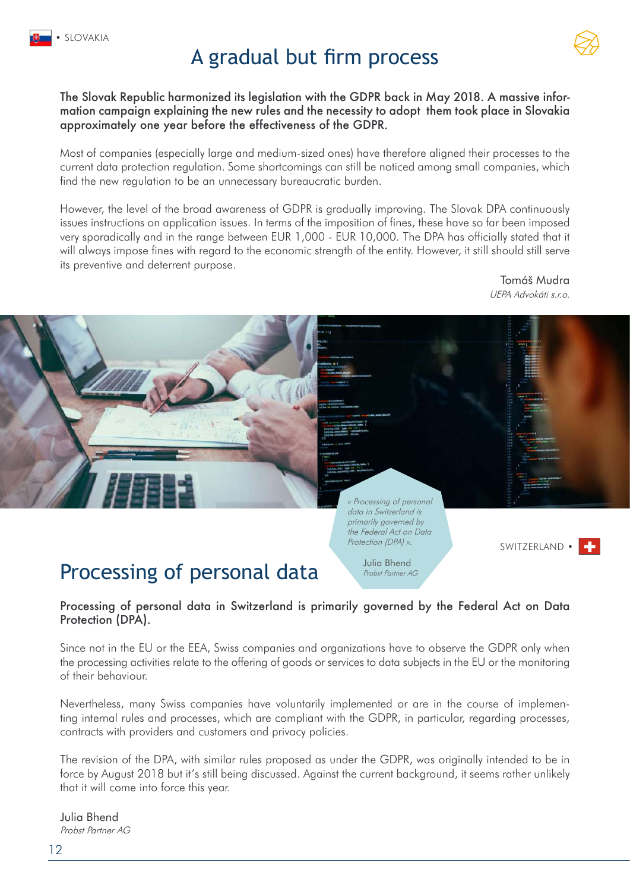• SLOVAKIA

# A gradual but firm process

**The Slovak Republic harmonized its legislation with the GDPR back in May 2018. A massive information campaign explaining the new rules and the necessity to adopt them took place in Slovakia approximately one year before the effectiveness of the GDPR.**

Most of companies (especially large and medium-sized ones) have therefore aligned their processes to the current data protection regulation. Some shortcomings can still be noticed among small companies, which find the new regulation to be an unnecessary bureaucratic burden.

However, the level of the broad awareness of GDPR is gradually improving. The Slovak DPA continuously issues instructions on application issues. In terms of the imposition of fines, these have so far been imposed very sporadically and in the range between EUR 1,000 - EUR 10,000. The DPA has officially stated that it will always impose fines with regard to the economic strength of the entity. However, it still should still serve its preventive and deterrent purpose.

Tomáš Mudra
*UEPA Advokáti s.r.o.*

*« Processing of personal data in Switzerland is primarily governed by the Federal Act on Data Protection (DPA) ».*

Julia Bhend
*Probst Partner AG*

SWITZERLAND •

# Processing of personal data

**Processing of personal data in Switzerland is primarily governed by the Federal Act on Data Protection (DPA).**

Since not in the EU or the EEA, Swiss companies and organizations have to observe the GDPR only when the processing activities relate to the offering of goods or services to data subjects in the EU or the monitoring of their behaviour.

Nevertheless, many Swiss companies have voluntarily implemented or are in the course of implementing internal rules and processes, which are compliant with the GDPR, in particular, regarding processes, contracts with providers and customers and privacy policies.

The revision of the DPA, with similar rules proposed as under the GDPR, was originally intended to be in force by August 2018 but it's still being discussed. Against the current background, it seems rather unlikely that it will come into force this year.

Julia Bhend
*Probst Partner AG*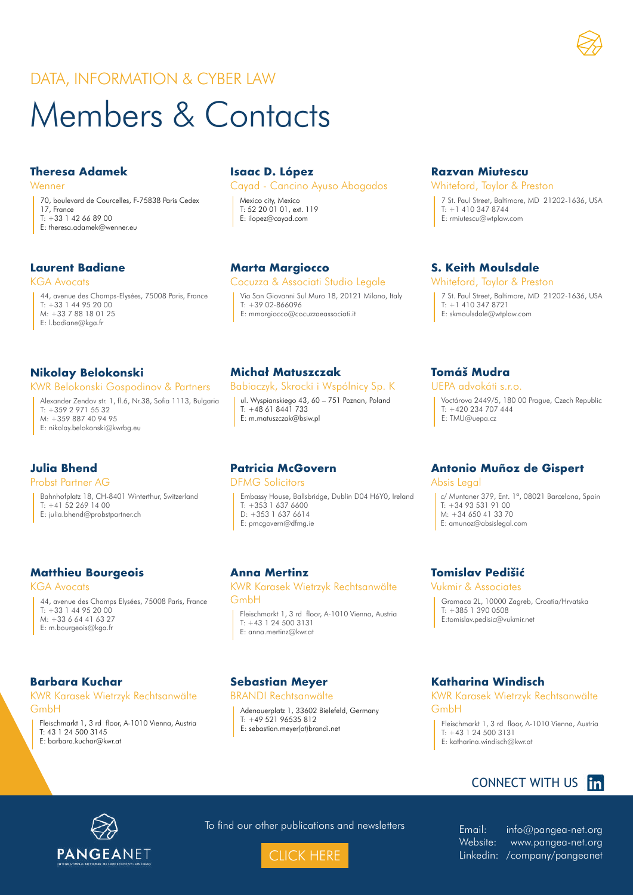DATA, INFORMATION & CYBER LAW

# Members & Contacts

### Theresa Adamek
Wenner

70, boulevard de Courcelles, F-75838 Paris Cedex 17, France
T: +33 1 42 66 89 00
E: theresa.adamek@wenner.eu

### Laurent Badiane
KGA Avocats

44, avenue des Champs-Elysées, 75008 Paris, France
T: +33 1 44 95 20 00
M: +33 7 88 18 01 25
E: l.badiane@kga.fr

### Nikolay Belokonski
KWR Belokonski Gospodinov & Partners

Alexander Zendov str. 1, fl.6, Nr.38, Sofia 1113, Bulgaria
T: +359 2 971 55 32
M: +359 887 40 94 95
E: nikolay.belokonski@kwrbg.eu

### Julia Bhend
Probst Partner AG

Bahnhofplatz 18, CH-8401 Winterthur, Switzerland
T: +41 52 269 14 00
E: julia.bhend@probstpartner.ch

### Matthieu Bourgeois
KGA Avocats

44, avenue des Champs Elysées, 75008 Paris, France
T: +33 1 44 95 20 00
M: +33 6 64 41 63 27
E: m.bourgeois@kga.fr

### Barbara Kuchar
KWR Karasek Wietrzyk Rechtsanwälte GmbH

Fleischmarkt 1, 3 rd floor, A-1010 Vienna, Austria
T: 43 1 24 500 3145
E: barbara.kuchar@kwr.at

### Isaac D. López
Cayad - Cancino Ayuso Abogados

Mexico city, Mexico
T: 52 20 01 01, ext. 119
E: ilopez@cayad.com

### Marta Margiocco
Cocuzza & Associati Studio Legale

Via San Giovanni Sul Muro 18, 20121 Milano, Italy
T: +39 02-866096
E: mmargiocco@cocuzzaeassociati.it

### Michał Matuszczak
Babiaczyk, Skrocki i Wspólnicy Sp. K

ul. Wyspianskiego 43, 60 – 751 Poznan, Poland
T: +48 61 8441 733
E: m.matuszczak@bsiw.pl

### Patricia McGovern
DFMG Solicitors

Embassy House, Ballsbridge, Dublin D04 H6Y0, Ireland
T: +353 1 637 6600
D: +353 1 637 6614
E: pmcgovern@dfmg.ie

### Anna Mertinz
KWR Karasek Wietrzyk Rechtsanwälte GmbH

Fleischmarkt 1, 3 rd floor, A-1010 Vienna, Austria
T: +43 1 24 500 3131
E: anna.mertinz@kwr.at

### Sebastian Meyer
BRANDI Rechtsanwälte

Adenauerplatz 1, 33602 Bielefeld, Germany
T: +49 521 96535 812
E: sebastian.meyer(at)brandi.net

### Razvan Miutescu
Whiteford, Taylor & Preston

7 St. Paul Street, Baltimore, MD 21202-1636, USA
T: +1 410 347 8744
E: rmiutescu@wtplaw.com

### S. Keith Moulsdale
Whiteford, Taylor & Preston

7 St. Paul Street, Baltimore, MD 21202-1636, USA
T: +1 410 347 8721
E: skmoulsdale@wtplaw.com

### Tomáš Mudra
UEPA advokáti s.r.o.

Voctárova 2449/5, 180 00 Prague, Czech Republic
T: +420 234 707 444
E: TMU@uepa.cz

### Antonio Muñoz de Gispert
Absis Legal

c/ Muntaner 379, Ent. 1ª, 08021 Barcelona, Spain
T: +34 93 531 91 00
M: +34 650 41 33 70
E: amunoz@absislegal.com

### Tomislav Pedišić
Vukmir & Associates

Gramaca 2L, 10000 Zagreb, Croatia/Hrvatska
T: +385 1 390 0508
E:tomislav.pedisic@vukmir.net

### Katharina Windisch
KWR Karasek Wietrzyk Rechtsanwälte GmbH

Fleischmarkt 1, 3 rd floor, A-1010 Vienna, Austria
T: +43 1 24 500 3131
E: katharina.windisch@kwr.at

CONNECT WITH US

PANGEANET

To find our other publications and newsletters

CLICK HERE

Email: info@pangea-net.org
Website: www.pangea-net.org
Linkedin: /company/pangeanet